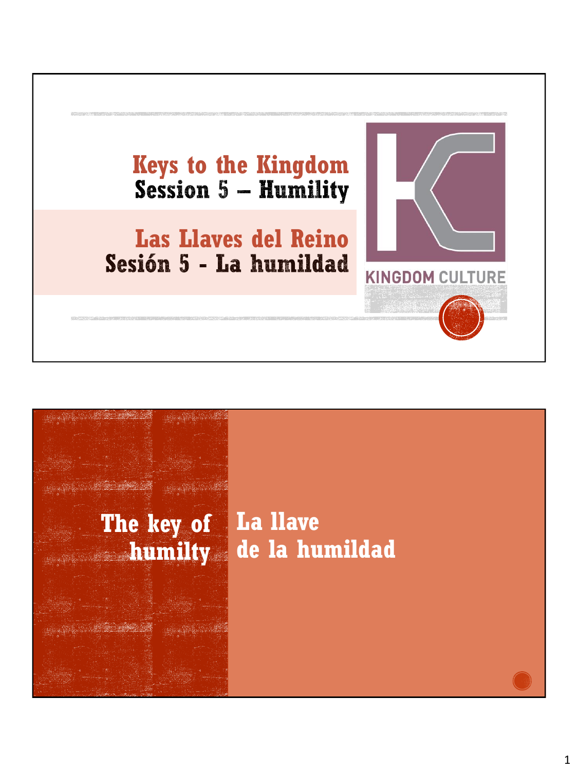# Keys to the Kingdom
## Session 5 – Humility

# Las Llaves del Reino
## Sesión 5 - La humildad

KINGDOM CULTURE

---

## The key of humilty

## La llave de la humildad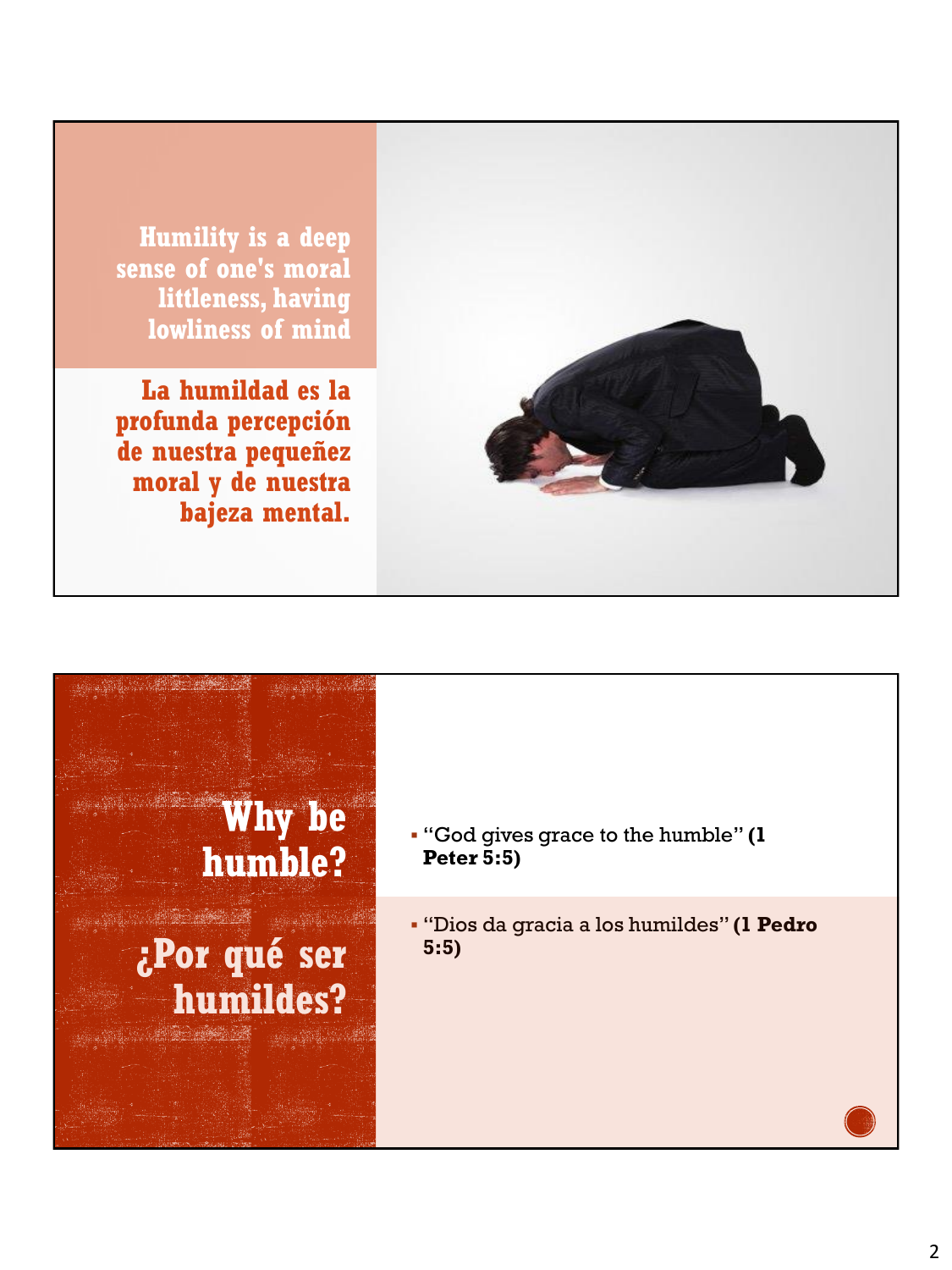**Humility is a deep sense of one's moral littleness, having lowliness of mind**

**La humildad es la profunda percepción de nuestra pequeñez moral y de nuestra bajeza mental.**

## Why be humble?

## ¿Por qué ser humildes?

- "God gives grace to the humble" **(1 Peter 5:5)**

- "Dios da gracia a los humildes" **(1 Pedro 5:5)**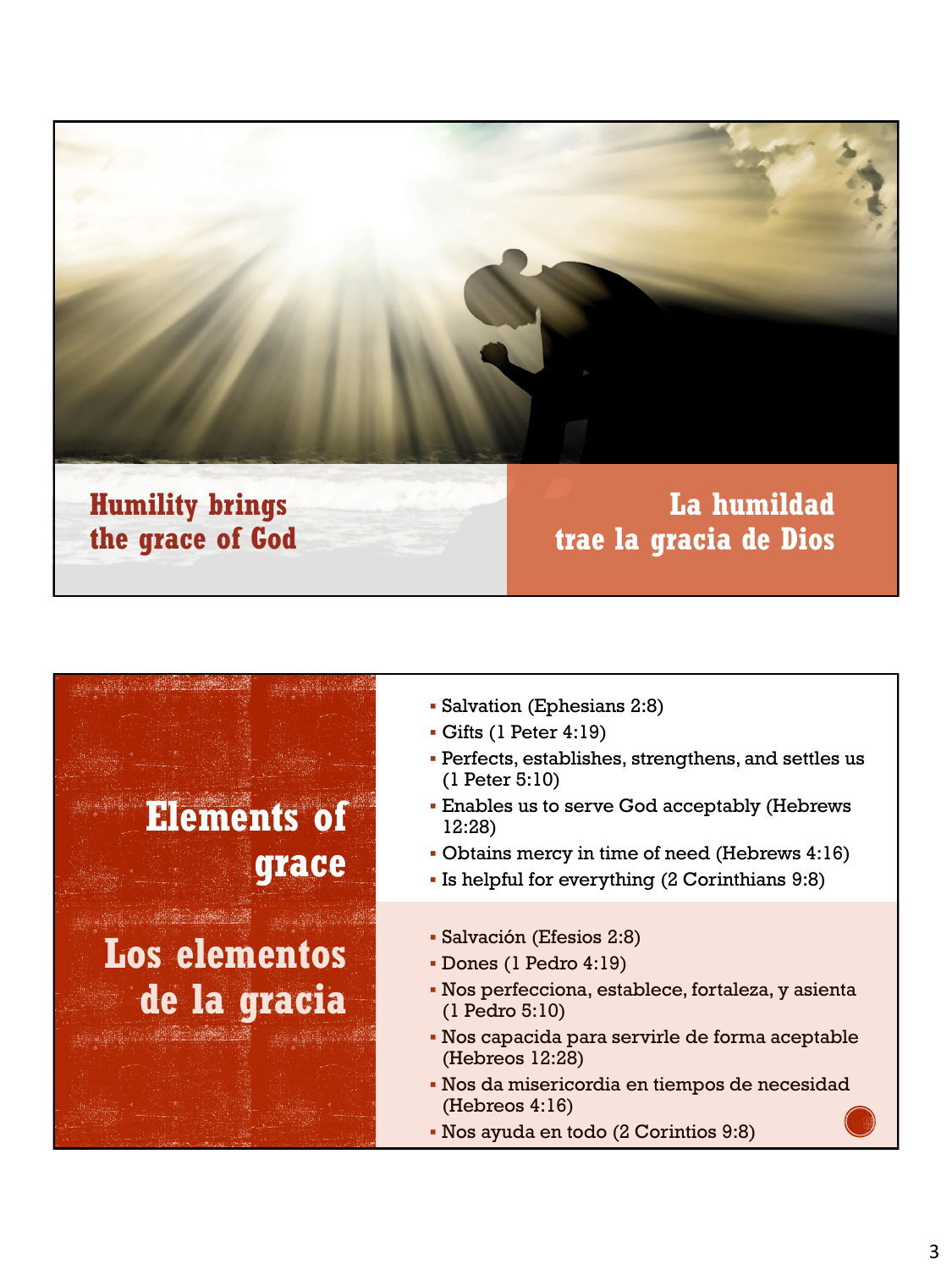## Humility brings the grace of God

## La humildad trae la gracia de Dios

## Elements of grace

- Salvation (Ephesians 2:8)
- Gifts (1 Peter 4:19)
- Perfects, establishes, strengthens, and settles us (1 Peter 5:10)
- Enables us to serve God acceptably (Hebrews 12:28)
- Obtains mercy in time of need (Hebrews 4:16)
- Is helpful for everything (2 Corinthians 9:8)

## Los elementos de la gracia

- Salvación (Efesios 2:8)
- Dones (1 Pedro 4:19)
- Nos perfecciona, establece, fortaleza, y asienta (1 Pedro 5:10)
- Nos capacida para servirle de forma aceptable (Hebreos 12:28)
- Nos da misericordia en tiempos de necesidad (Hebreos 4:16)
- Nos ayuda en todo (2 Corintios 9:8)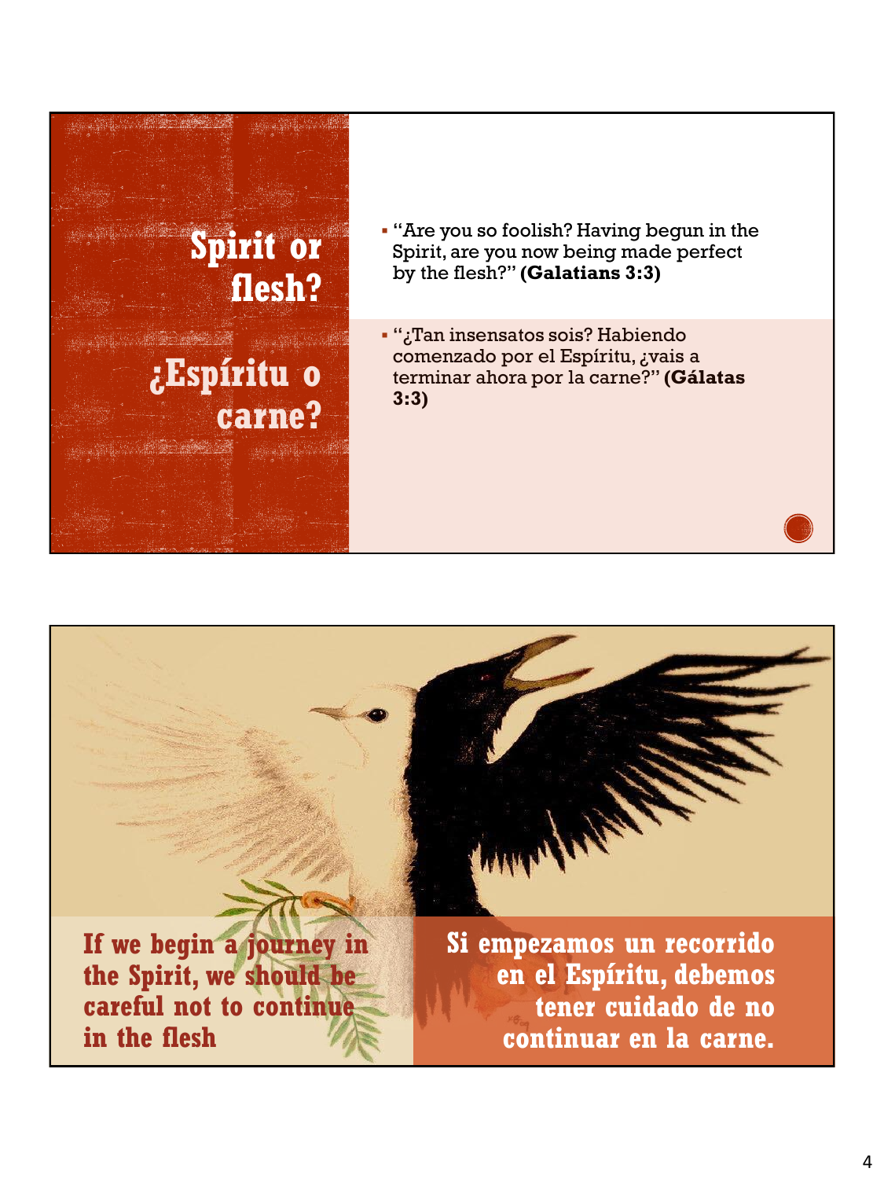## Spirit or flesh?

## ¿Espíritu o carne?

- "Are you so foolish? Having begun in the Spirit, are you now being made perfect by the flesh?" **(Galatians 3:3)**

- "¿Tan insensatos sois? Habiendo comenzado por el Espíritu, ¿vais a terminar ahora por la carne?" **(Gálatas 3:3)**

**If we begin a journey in the Spirit, we should be careful not to continue in the flesh**

**Si empezamos un recorrido en el Espíritu, debemos tener cuidado de no continuar en la carne.**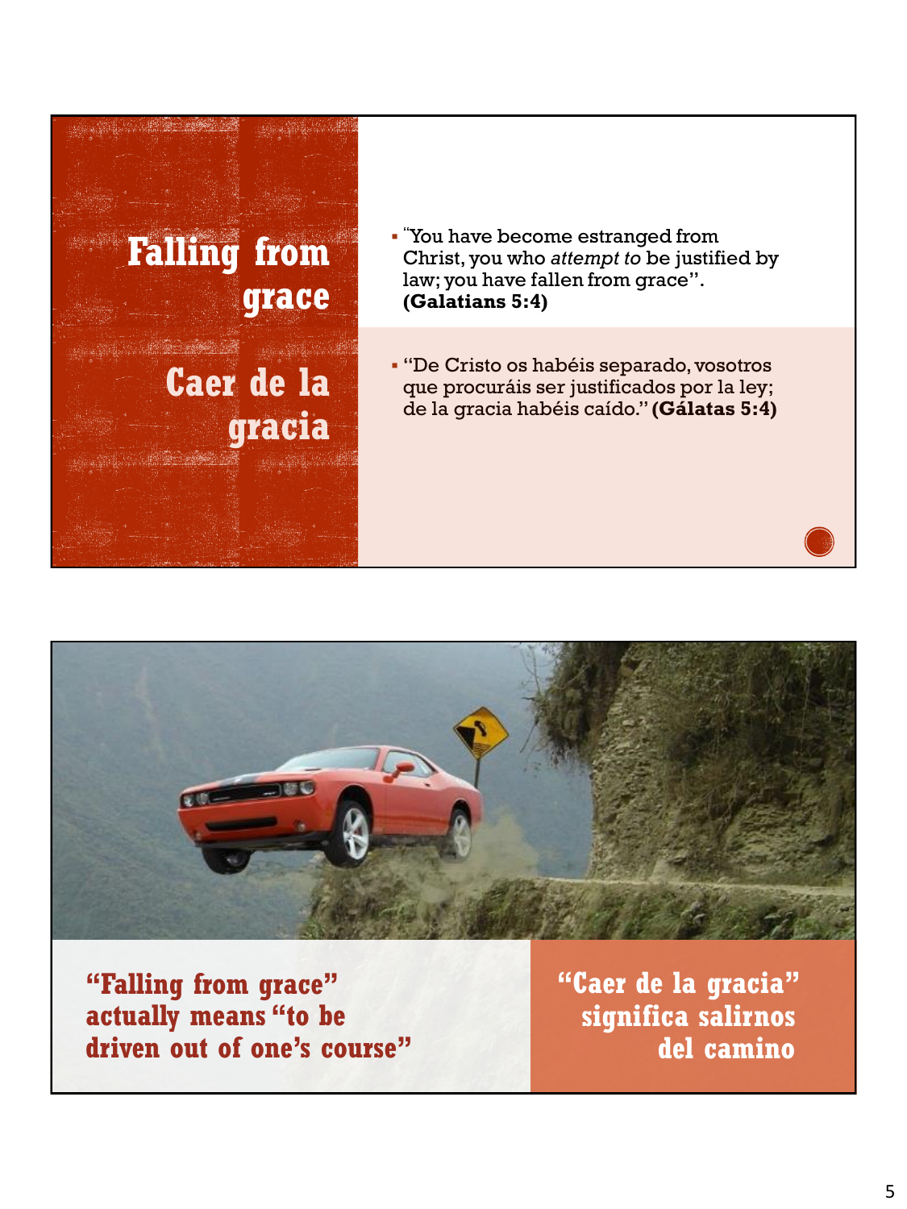## Falling from grace

## Caer de la gracia

- "You have become estranged from Christ, you who *attempt to* be justified by law; you have fallen from grace". **(Galatians 5:4)**

- "De Cristo os habéis separado, vosotros que procuráis ser justificados por la ley; de la gracia habéis caído." **(Gálatas 5:4)**

**"Falling from grace" actually means "to be driven out of one's course"**

**"Caer de la gracia" significa salirnos del camino**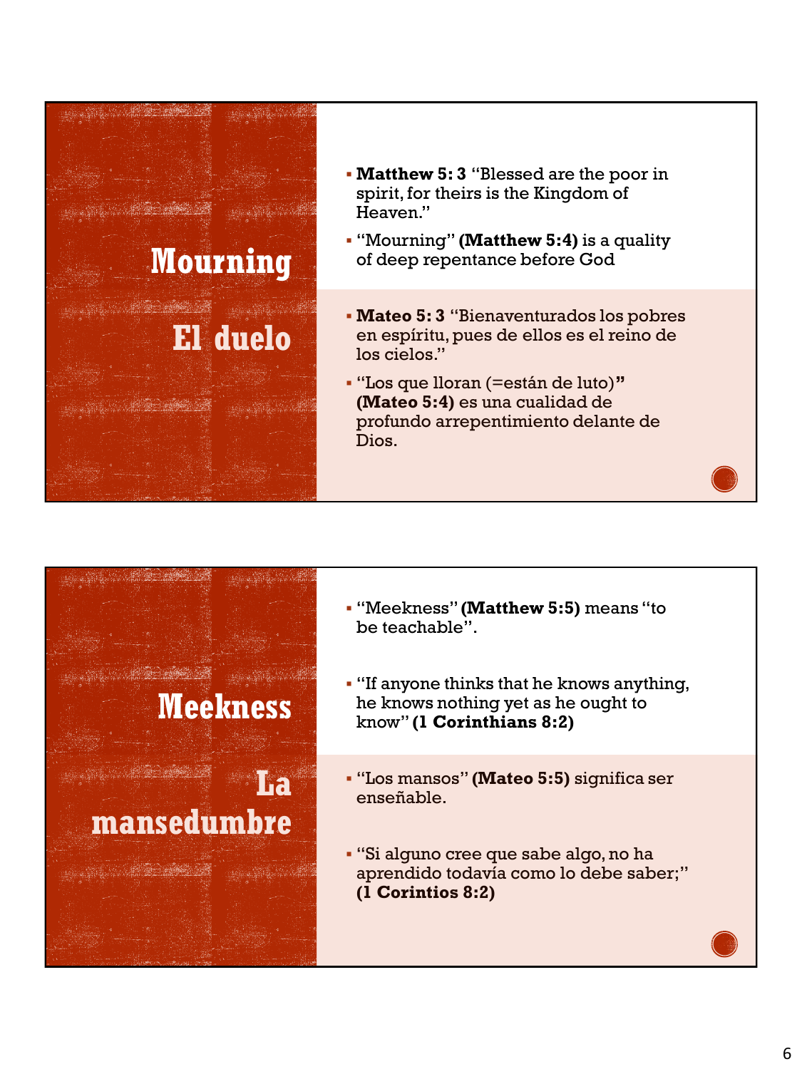## Mourning

## El duelo

- **Matthew 5: 3** "Blessed are the poor in spirit, for theirs is the Kingdom of Heaven."
- "Mourning" **(Matthew 5:4)** is a quality of deep repentance before God

- **Mateo 5: 3** "Bienaventurados los pobres en espíritu, pues de ellos es el reino de los cielos."
- "Los que lloran (=están de luto)**"** **(Mateo 5:4)** es una cualidad de profundo arrepentimiento delante de Dios.

## Meekness

## La mansedumbre

- "Meekness" **(Matthew 5:5)** means "to be teachable".
- "If anyone thinks that he knows anything, he knows nothing yet as he ought to know" **(1 Corinthians 8:2)**

- "Los mansos" **(Mateo 5:5)** significa ser enseñable.
- "Si alguno cree que sabe algo, no ha aprendido todavía como lo debe saber;" **(1 Corintios 8:2)**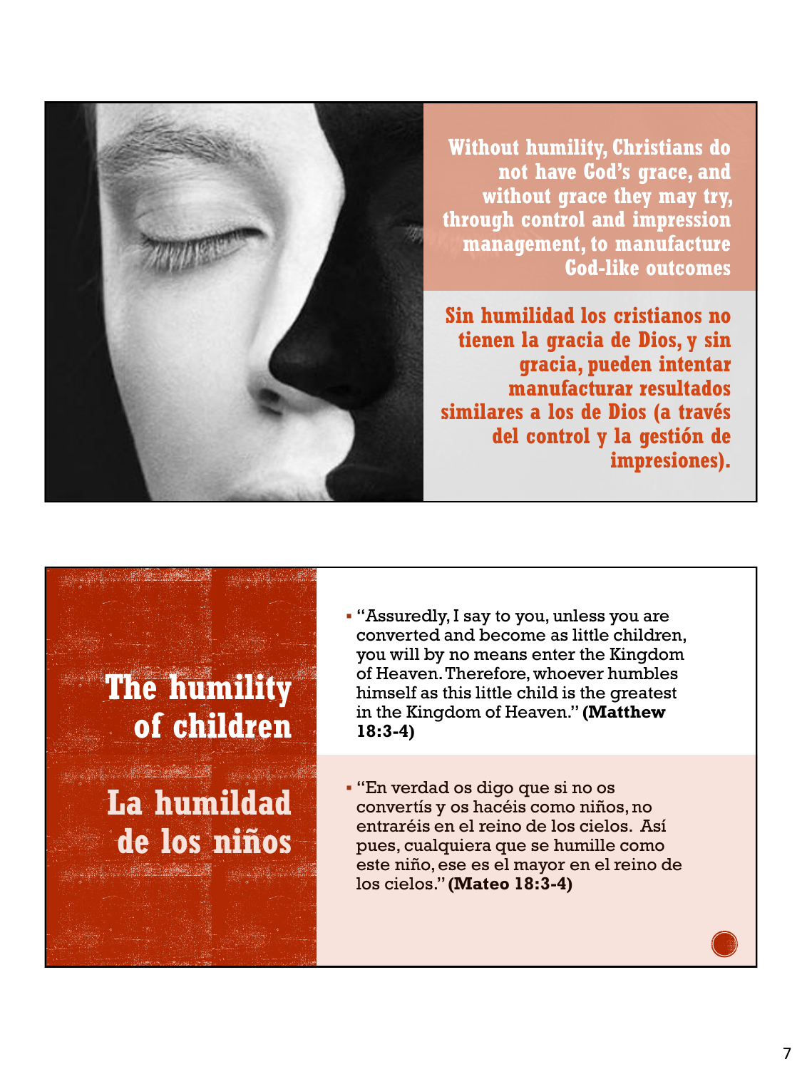**Without humility, Christians do not have God's grace, and without grace they may try, through control and impression management, to manufacture God-like outcomes**

**Sin humildad los cristianos no tienen la gracia de Dios, y sin gracia, pueden intentar manufacturar resultados similares a los de Dios (a través del control y la gestión de impresiones).**

## The humility of children

## La humildad de los niños

- "Assuredly, I say to you, unless you are converted and become as little children, you will by no means enter the Kingdom of Heaven. Therefore, whoever humbles himself as this little child is the greatest in the Kingdom of Heaven." **(Matthew 18:3-4)**

- "En verdad os digo que si no os convertís y os hacéis como niños, no entraréis en el reino de los cielos. Así pues, cualquiera que se humille como este niño, ese es el mayor en el reino de los cielos." **(Mateo 18:3-4)**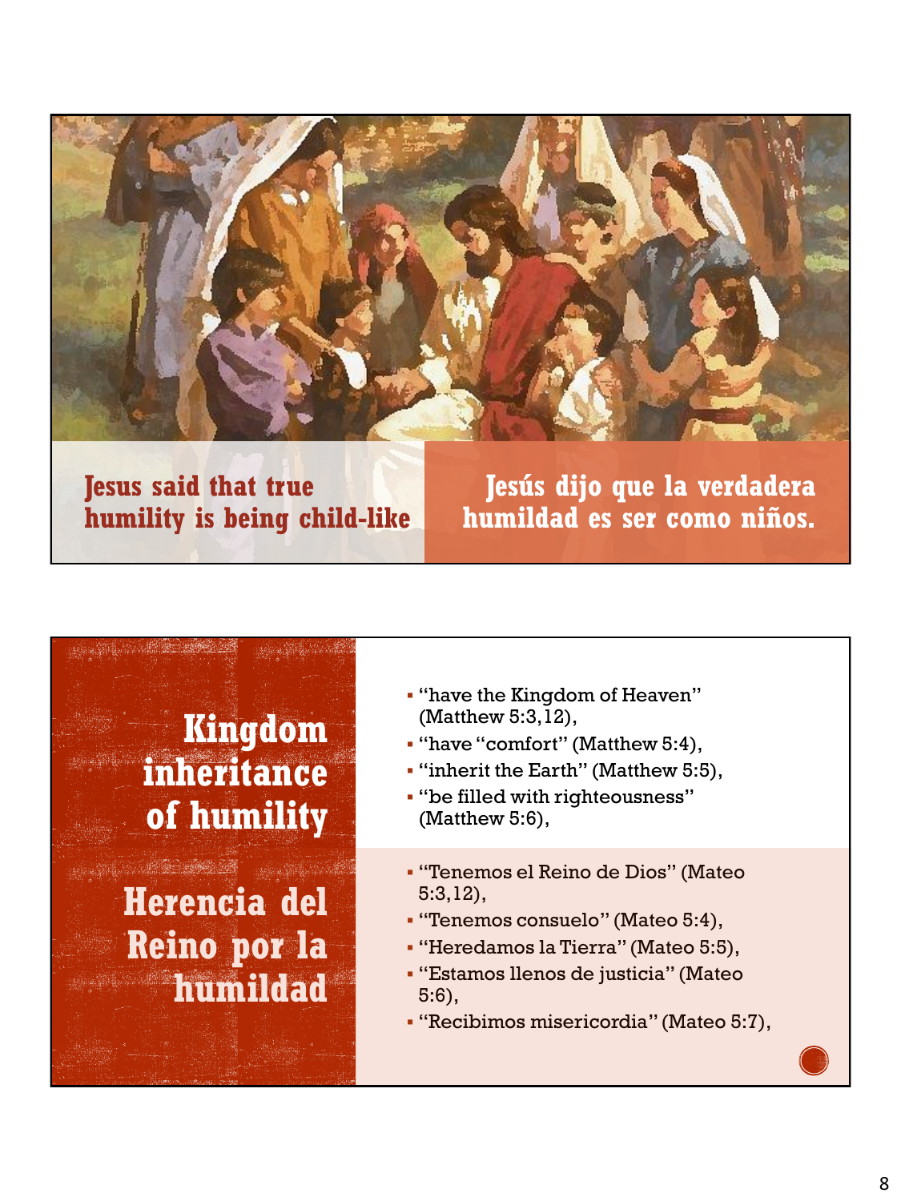Jesus said that true humility is being child-like

Jesús dijo que la verdadera humildad es ser como niños.

## Kingdom inheritance of humility

- "have the Kingdom of Heaven" (Matthew 5:3,12),
- "have "comfort" (Matthew 5:4),
- "inherit the Earth" (Matthew 5:5),
- "be filled with righteousness" (Matthew 5:6),

## Herencia del Reino por la humildad

- "Tenemos el Reino de Dios" (Mateo 5:3,12),
- "Tenemos consuelo" (Mateo 5:4),
- "Heredamos la Tierra" (Mateo 5:5),
- "Estamos llenos de justicia" (Mateo 5:6),
- "Recibimos misericordia" (Mateo 5:7),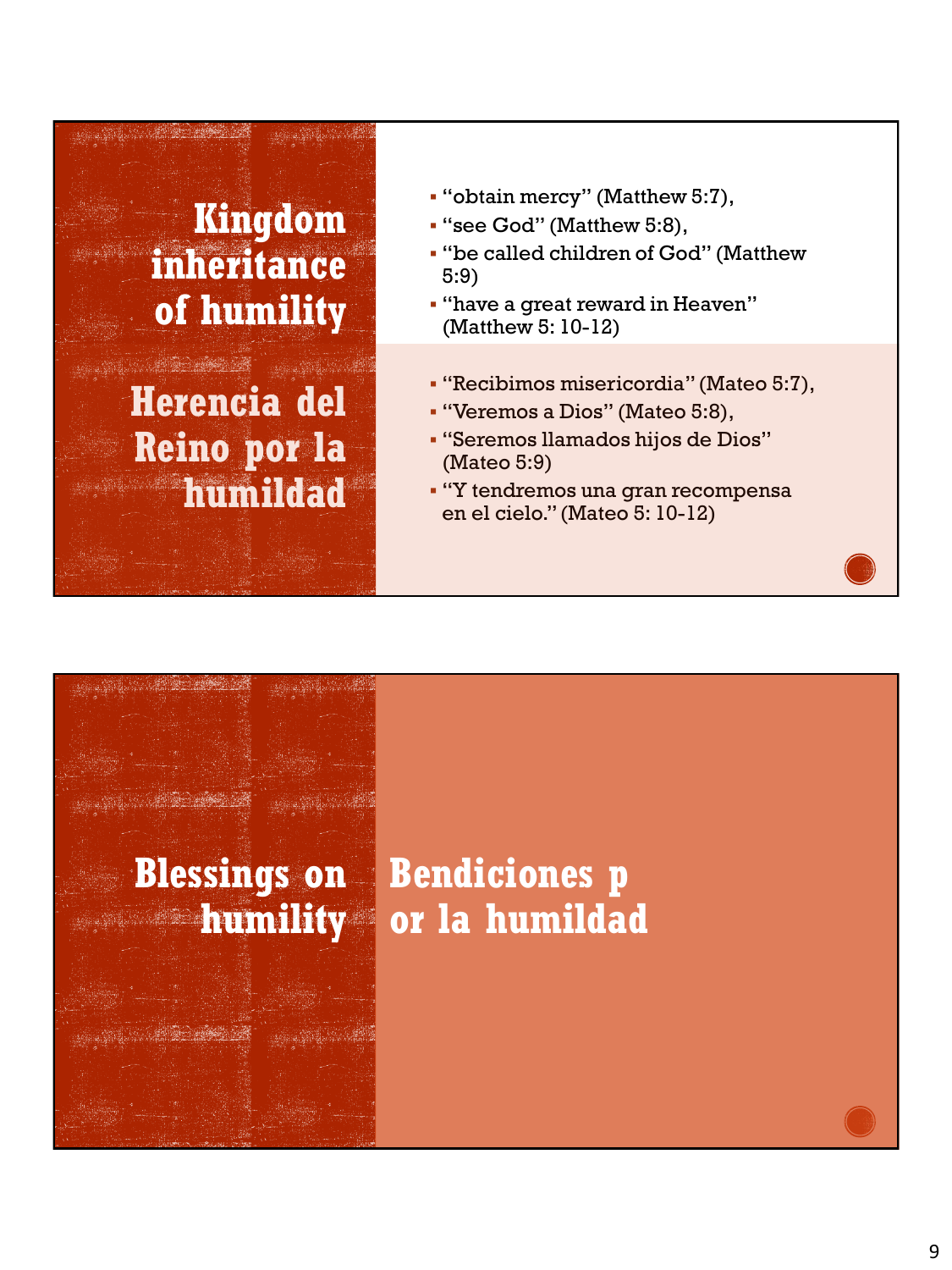## Kingdom inheritance of humility

- "obtain mercy" (Matthew 5:7),
- "see God" (Matthew 5:8),
- "be called children of God" (Matthew 5:9)
- "have a great reward in Heaven" (Matthew 5: 10-12)

## Herencia del Reino por la humildad

- "Recibimos misericordia" (Mateo 5:7),
- "Veremos a Dios" (Mateo 5:8),
- "Seremos llamados hijos de Dios" (Mateo 5:9)
- "Y tendremos una gran recompensa en el cielo." (Mateo 5: 10-12)

## Blessings on humility

## Bendiciones p or la humildad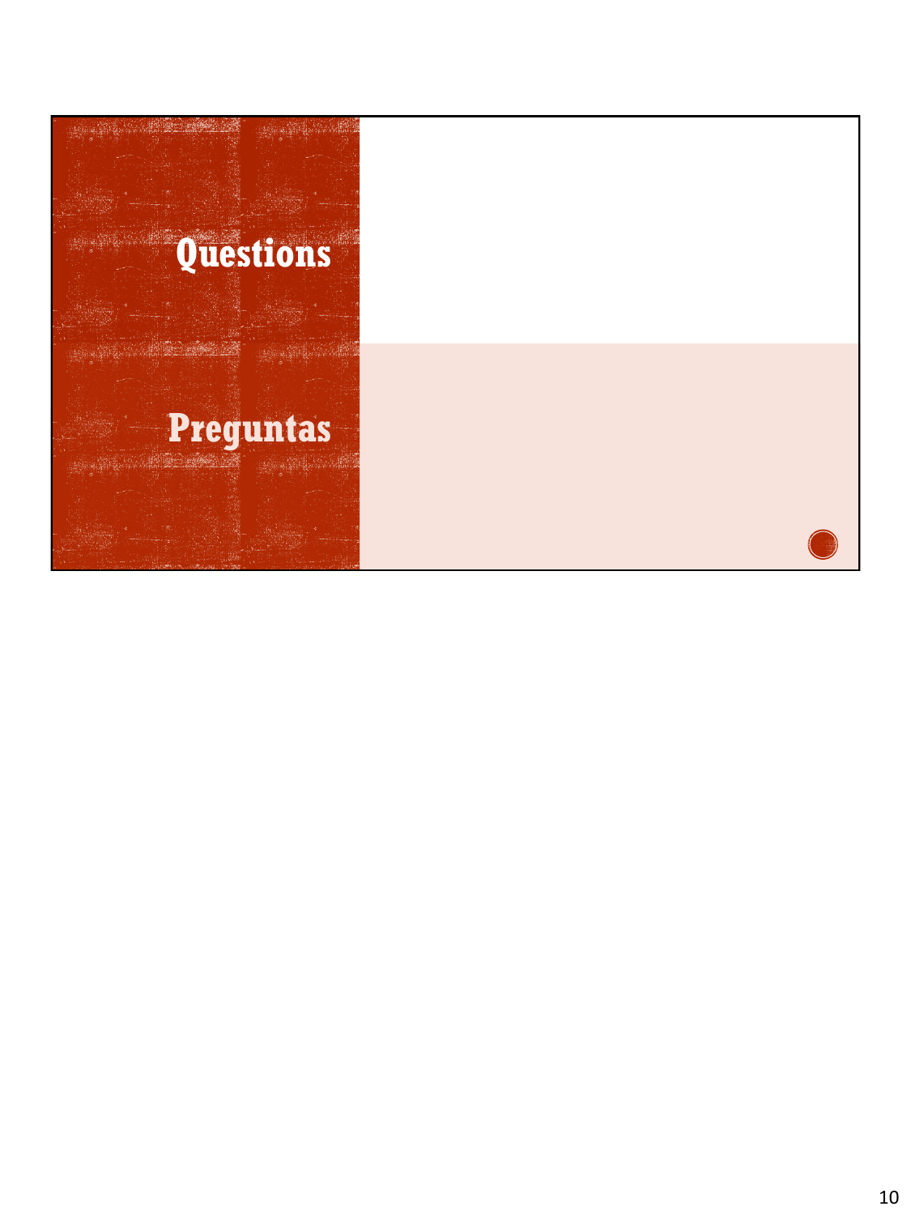# Questions

# Preguntas